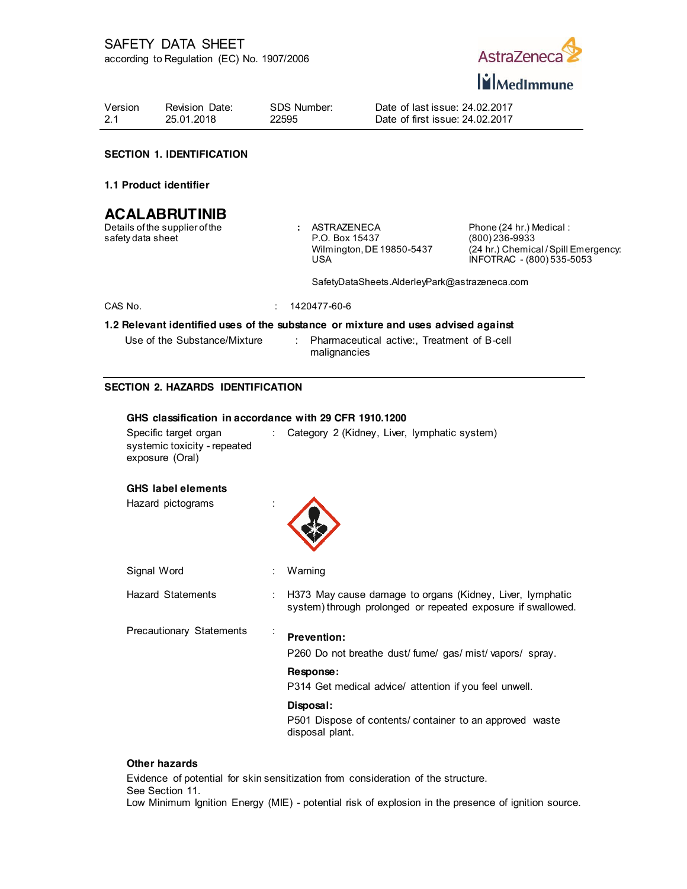# SAFETY DATA SHEET

according to Regulation (EC) No. 1907/2006

| Version | Revision Date: | SDS Number: | Date of last issue: 24.02.2017 |
|---|---|---|---|
| 2.1 | 25.01.2018 | 22595 | Date of first issue: 24.02.2017 |

## SECTION 1. IDENTIFICATION

### 1.1 Product identifier

## ACALABRUTINIB

Details of the supplier of the safety data sheet : ASTRAZENECA
P.O. Box 15437
Wilmington, DE 19850-5437
USA

Phone (24 hr.) Medical :
(800) 236-9933
(24 hr.) Chemical / Spill Emergency:
INFOTRAC - (800) 535-5053

SafetyDataSheets.AlderleyPark@astrazeneca.com

CAS No. : 1420477-60-6

### 1.2 Relevant identified uses of the substance or mixture and uses advised against

Use of the Substance/Mixture : Pharmaceutical active:, Treatment of B-cell malignancies

## SECTION 2. HAZARDS IDENTIFICATION

**GHS classification in accordance with 29 CFR 1910.1200**

Specific target organ systemic toxicity - repeated exposure (Oral) : Category 2 (Kidney, Liver, lymphatic system)

**GHS label elements**

Hazard pictograms :

Signal Word : Warning

Hazard Statements : H373 May cause damage to organs (Kidney, Liver, lymphatic system) through prolonged or repeated exposure if swallowed.

Precautionary Statements :

**Prevention:**

P260 Do not breathe dust/ fume/ gas/ mist/ vapors/ spray.

**Response:**

P314 Get medical advice/ attention if you feel unwell.

**Disposal:**

P501 Dispose of contents/ container to an approved waste disposal plant.

**Other hazards**

Evidence of potential for skin sensitization from consideration of the structure.
See Section 11.
Low Minimum Ignition Energy (MIE) - potential risk of explosion in the presence of ignition source.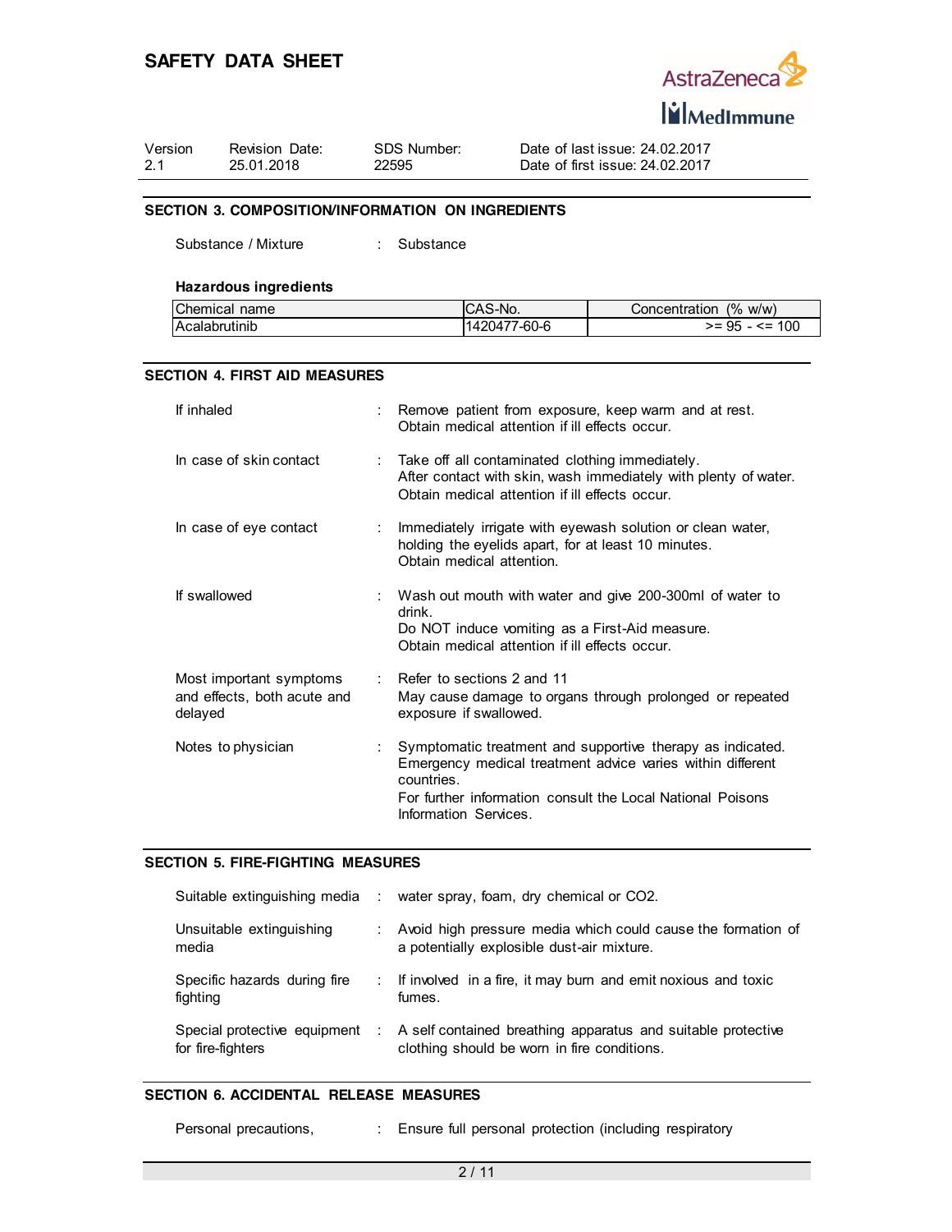## SECTION 3. COMPOSITION/INFORMATION ON INGREDIENTS

Substance / Mixture : Substance

**Hazardous ingredients**

| Chemical name | CAS-No. | Concentration (% w/w) |
|---|---|---|
| Acalabrutinib | 1420477-60-6 | >= 95 - <= 100 |

## SECTION 4. FIRST AID MEASURES

If inhaled : Remove patient from exposure, keep warm and at rest. Obtain medical attention if ill effects occur.

In case of skin contact : Take off all contaminated clothing immediately. After contact with skin, wash immediately with plenty of water. Obtain medical attention if ill effects occur.

In case of eye contact : Immediately irrigate with eyewash solution or clean water, holding the eyelids apart, for at least 10 minutes. Obtain medical attention.

If swallowed : Wash out mouth with water and give 200-300ml of water to drink. Do NOT induce vomiting as a First-Aid measure. Obtain medical attention if ill effects occur.

Most important symptoms and effects, both acute and delayed : Refer to sections 2 and 11. May cause damage to organs through prolonged or repeated exposure if swallowed.

Notes to physician : Symptomatic treatment and supportive therapy as indicated. Emergency medical treatment advice varies within different countries. For further information consult the Local National Poisons Information Services.

## SECTION 5. FIRE-FIGHTING MEASURES

Suitable extinguishing media : water spray, foam, dry chemical or $CO_2$.

Unsuitable extinguishing media : Avoid high pressure media which could cause the formation of a potentially explosible dust-air mixture.

Specific hazards during fire fighting : If involved in a fire, it may burn and emit noxious and toxic fumes.

Special protective equipment for fire-fighters : A self contained breathing apparatus and suitable protective clothing should be worn in fire conditions.

## SECTION 6. ACCIDENTAL RELEASE MEASURES

Personal precautions, : Ensure full personal protection (including respiratory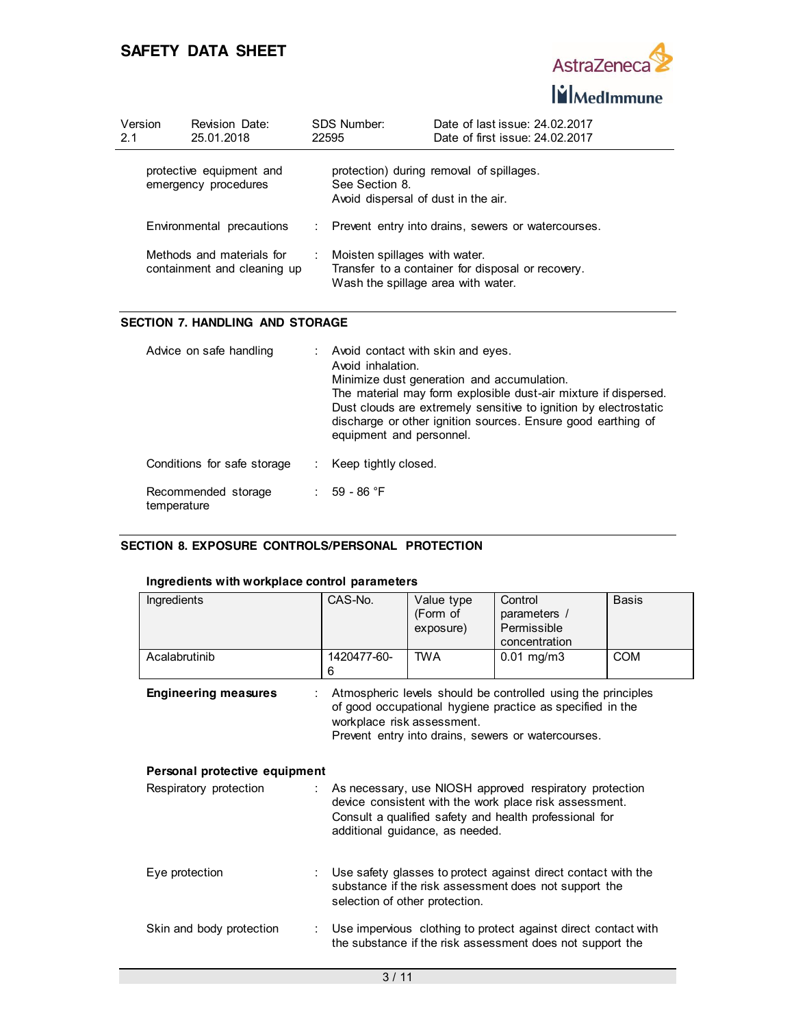| | | |
|---|---|---|
| protective equipment and emergency procedures | | protection) during removal of spillages.<br>See Section 8.<br>Avoid dispersal of dust in the air. |
| Environmental precautions | : | Prevent entry into drains, sewers or watercourses. |
| Methods and materials for containment and cleaning up | : | Moisten spillages with water.<br>Transfer to a container for disposal or recovery.<br>Wash the spillage area with water. |

## SECTION 7. HANDLING AND STORAGE

| | | |
|---|---|---|
| Advice on safe handling | : | Avoid contact with skin and eyes.<br>Avoid inhalation.<br>Minimize dust generation and accumulation.<br>The material may form explosible dust-air mixture if dispersed.<br>Dust clouds are extremely sensitive to ignition by electrostatic discharge or other ignition sources. Ensure good earthing of equipment and personnel. |
| Conditions for safe storage | : | Keep tightly closed. |
| Recommended storage temperature | : | 59 - 86 °F |

## SECTION 8. EXPOSURE CONTROLS/PERSONAL PROTECTION

**Ingredients with workplace control parameters**

| Ingredients | CAS-No. | Value type (Form of exposure) | Control parameters / Permissible concentration | Basis |
|---|---|---|---|---|
| Acalabrutinib | 1420477-60-6 | TWA | 0.01 mg/m3 | COM |

| | | |
|---|---|---|
| **Engineering measures** | : | Atmospheric levels should be controlled using the principles of good occupational hygiene practice as specified in the workplace risk assessment.<br>Prevent entry into drains, sewers or watercourses. |

**Personal protective equipment**

| | | |
|---|---|---|
| Respiratory protection | : | As necessary, use NIOSH approved respiratory protection device consistent with the work place risk assessment.<br>Consult a qualified safety and health professional for additional guidance, as needed. |
| Eye protection | : | Use safety glasses to protect against direct contact with the substance if the risk assessment does not support the selection of other protection. |
| Skin and body protection | : | Use impervious clothing to protect against direct contact with the substance if the risk assessment does not support the |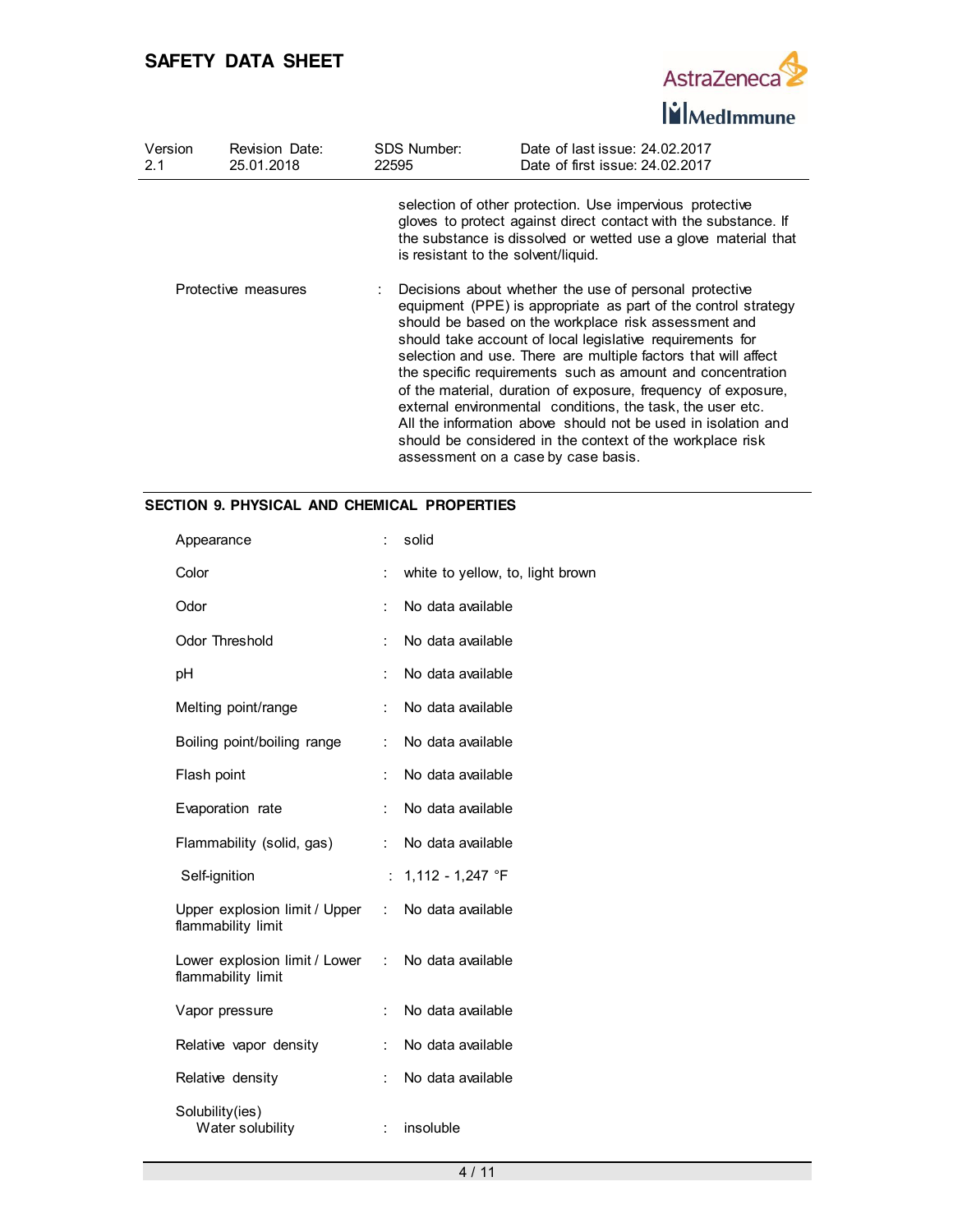selection of other protection. Use impervious protective gloves to protect against direct contact with the substance. If the substance is dissolved or wetted use a glove material that is resistant to the solvent/liquid.

| | | |
|---|---|---|
| Protective measures | : | Decisions about whether the use of personal protective equipment (PPE) is appropriate as part of the control strategy should be based on the workplace risk assessment and should take account of local legislative requirements for selection and use. There are multiple factors that will affect the specific requirements such as amount and concentration of the material, duration of exposure, frequency of exposure, external environmental conditions, the task, the user etc. All the information above should not be used in isolation and should be considered in the context of the workplace risk assessment on a case by case basis. |

## SECTION 9. PHYSICAL AND CHEMICAL PROPERTIES

| | | |
|---|---|---|
| Appearance | : | solid |
| Color | : | white to yellow, to, light brown |
| Odor | : | No data available |
| Odor Threshold | : | No data available |
| pH | : | No data available |
| Melting point/range | : | No data available |
| Boiling point/boiling range | : | No data available |
| Flash point | : | No data available |
| Evaporation rate | : | No data available |
| Flammability (solid, gas) | : | No data available |
| Self-ignition | : | 1,112 - 1,247 °F |
| Upper explosion limit / Upper flammability limit | : | No data available |
| Lower explosion limit / Lower flammability limit | : | No data available |
| Vapor pressure | : | No data available |
| Relative vapor density | : | No data available |
| Relative density | : | No data available |
| Solubility(ies) | | |
| Water solubility | : | insoluble |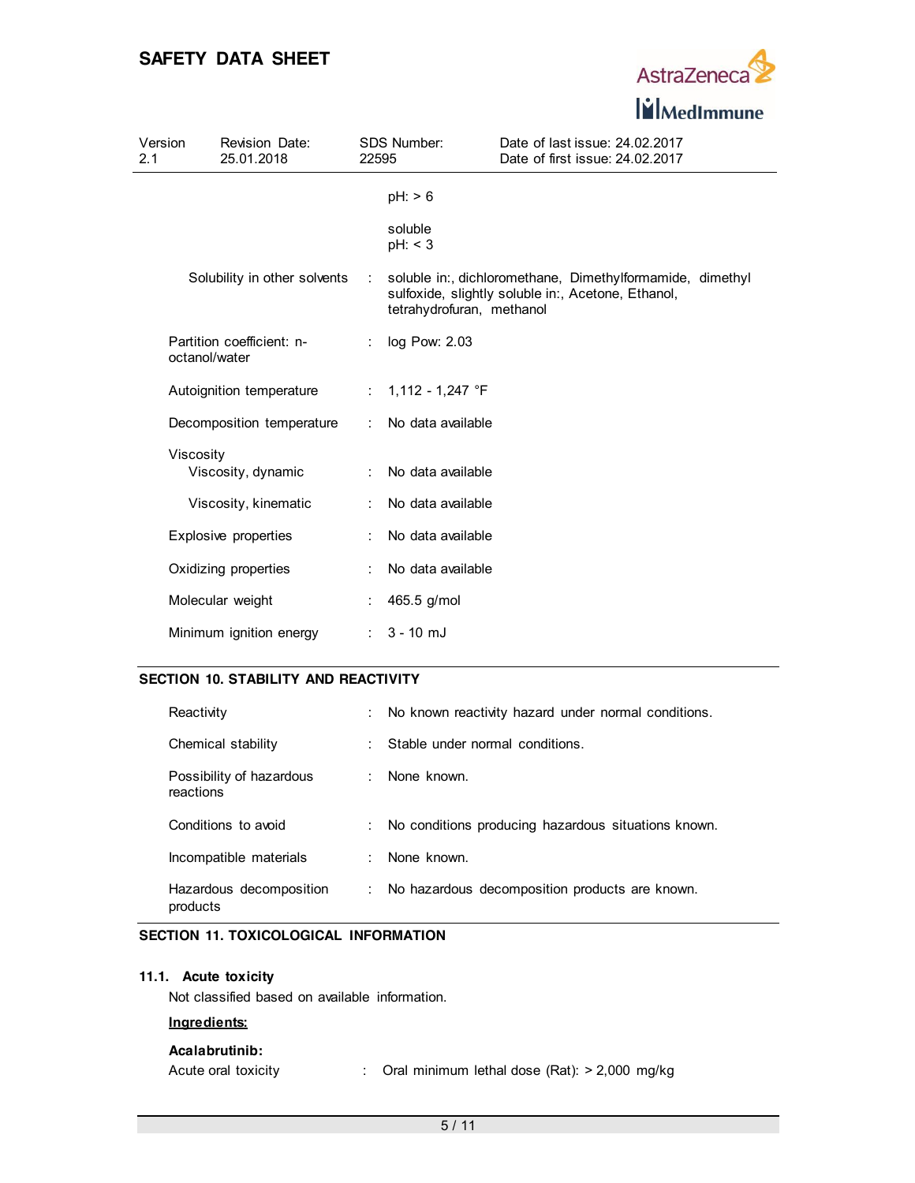pH: > 6

soluble
pH: < 3

| | | |
|---|---|---|
| Solubility in other solvents | : | soluble in:, dichloromethane, Dimethylformamide, dimethyl sulfoxide, slightly soluble in:, Acetone, Ethanol, tetrahydrofuran, methanol |
| Partition coefficient: n-octanol/water | : | log Pow: 2.03 |
| Autoignition temperature | : | 1,112 - 1,247 °F |
| Decomposition temperature | : | No data available |
| Viscosity | | |
| Viscosity, dynamic | : | No data available |
| Viscosity, kinematic | : | No data available |
| Explosive properties | : | No data available |
| Oxidizing properties | : | No data available |
| Molecular weight | : | 465.5 g/mol |
| Minimum ignition energy | : | 3 - 10 mJ |

## SECTION 10. STABILITY AND REACTIVITY

| | | |
|---|---|---|
| Reactivity | : | No known reactivity hazard under normal conditions. |
| Chemical stability | : | Stable under normal conditions. |
| Possibility of hazardous reactions | : | None known. |
| Conditions to avoid | : | No conditions producing hazardous situations known. |
| Incompatible materials | : | None known. |
| Hazardous decomposition products | : | No hazardous decomposition products are known. |

## SECTION 11. TOXICOLOGICAL INFORMATION

### 11.1. Acute toxicity

Not classified based on available information.

**Ingredients:**

**Acalabrutinib:**

Acute oral toxicity : Oral minimum lethal dose (Rat): > 2,000 mg/kg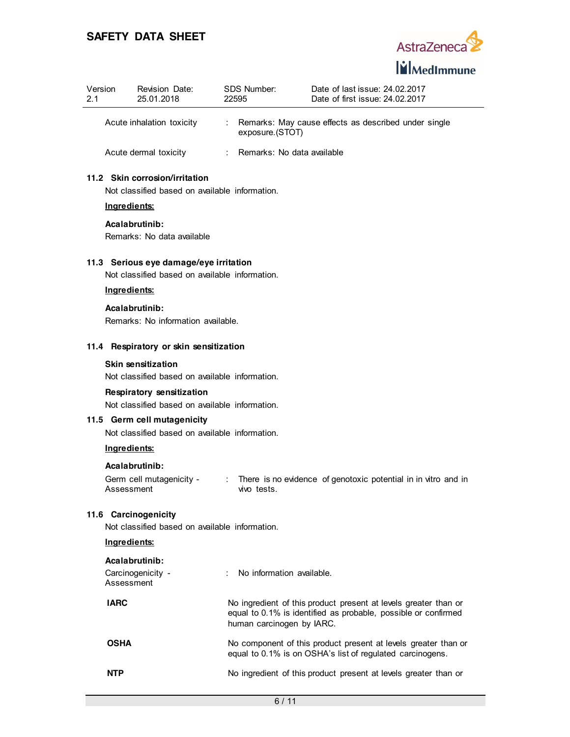| | | |
|---|---|---|
| Acute inhalation toxicity | : | Remarks: May cause effects as described under single exposure.(STOT) |
| Acute dermal toxicity | : | Remarks: No data available |

### 11.2 Skin corrosion/irritation

Not classified based on available information.

**Ingredients:**

**Acalabrutinib:**

Remarks: No data available

### 11.3 Serious eye damage/eye irritation

Not classified based on available information.

**Ingredients:**

**Acalabrutinib:**

Remarks: No information available.

### 11.4 Respiratory or skin sensitization

**Skin sensitization**

Not classified based on available information.

**Respiratory sensitization**

Not classified based on available information.

### 11.5 Germ cell mutagenicity

Not classified based on available information.

**Ingredients:**

**Acalabrutinib:**

| | | |
|---|---|---|
| Germ cell mutagenicity - Assessment | : | There is no evidence of genotoxic potential in in vitro and in vivo tests. |

### 11.6 Carcinogenicity

Not classified based on available information.

**Ingredients:**

**Acalabrutinib:**

| | | |
|---|---|---|
| Carcinogenicity - Assessment | : | No information available. |

| | |
|---|---|
| **IARC** | No ingredient of this product present at levels greater than or equal to 0.1% is identified as probable, possible or confirmed human carcinogen by IARC. |
| **OSHA** | No component of this product present at levels greater than or equal to 0.1% is on OSHA's list of regulated carcinogens. |
| **NTP** | No ingredient of this product present at levels greater than or |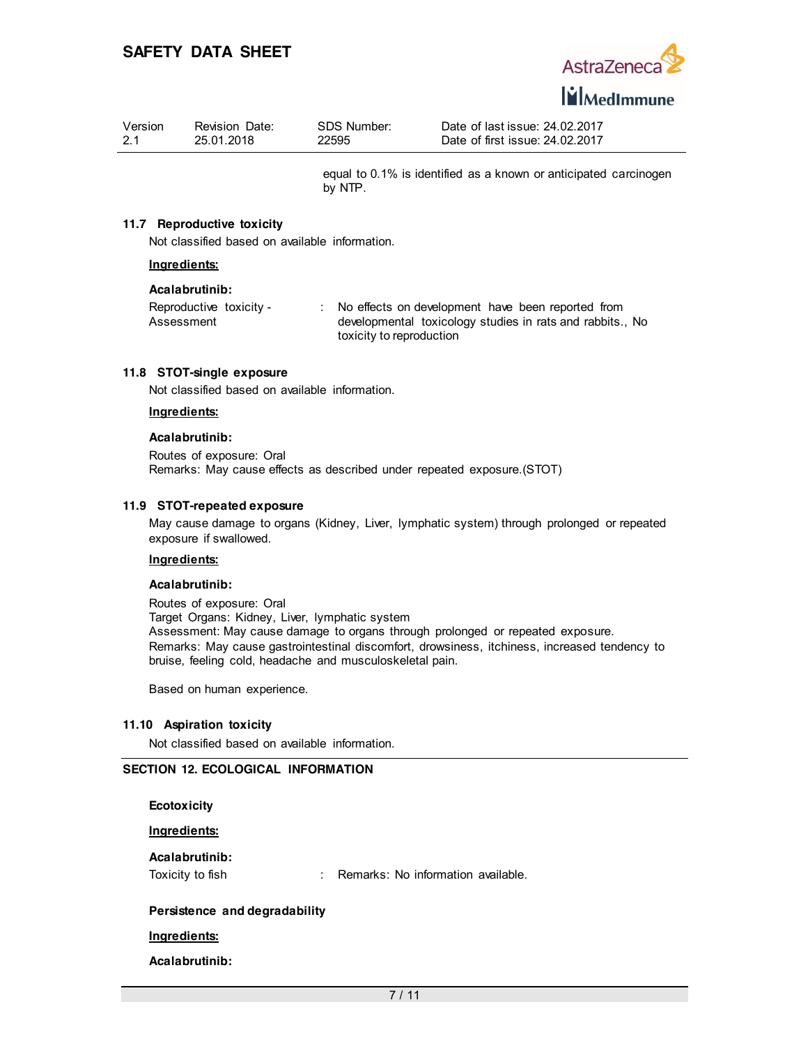equal to 0.1% is identified as a known or anticipated carcinogen by NTP.

### 11.7 Reproductive toxicity

Not classified based on available information.

**Ingredients:**

**Acalabrutinib:**

| | | |
|---|---|---|
| Reproductive toxicity - Assessment | : | No effects on development have been reported from developmental toxicology studies in rats and rabbits., No toxicity to reproduction |

### 11.8 STOT-single exposure

Not classified based on available information.

**Ingredients:**

**Acalabrutinib:**

Routes of exposure: Oral
Remarks: May cause effects as described under repeated exposure.(STOT)

### 11.9 STOT-repeated exposure

May cause damage to organs (Kidney, Liver, lymphatic system) through prolonged or repeated exposure if swallowed.

**Ingredients:**

**Acalabrutinib:**

Routes of exposure: Oral
Target Organs: Kidney, Liver, lymphatic system
Assessment: May cause damage to organs through prolonged or repeated exposure.
Remarks: May cause gastrointestinal discomfort, drowsiness, itchiness, increased tendency to bruise, feeling cold, headache and musculoskeletal pain.

Based on human experience.

### 11.10 Aspiration toxicity

Not classified based on available information.

## SECTION 12. ECOLOGICAL INFORMATION

**Ecotoxicity**

**Ingredients:**

**Acalabrutinib:**

| | | |
|---|---|---|
| Toxicity to fish | : | Remarks: No information available. |

**Persistence and degradability**

**Ingredients:**

**Acalabrutinib:**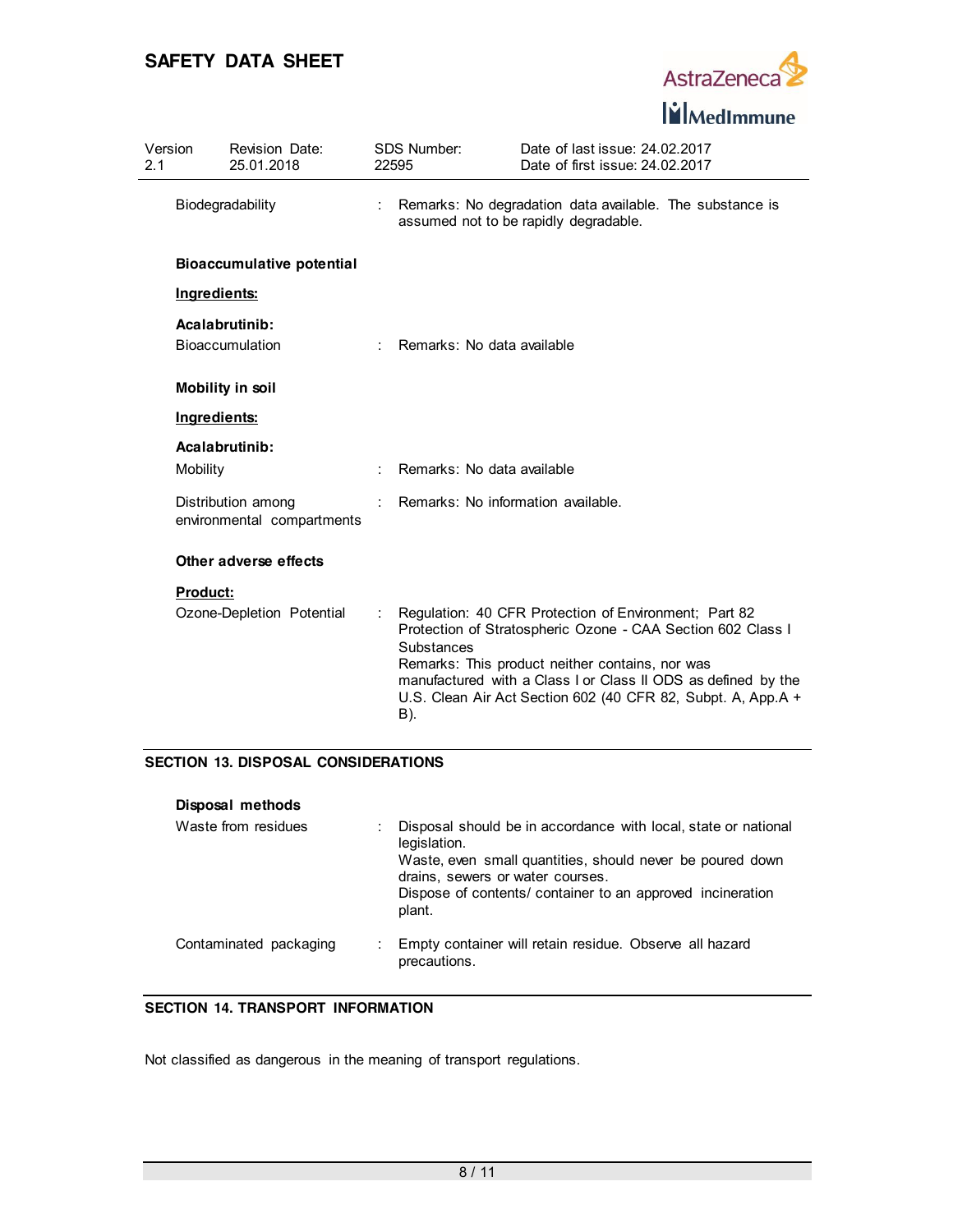Biodegradability : Remarks: No degradation data available. The substance is assumed not to be rapidly degradable.

**Bioaccumulative potential**

**Ingredients:**

**Acalabrutinib:**

Bioaccumulation : Remarks: No data available

**Mobility in soil**

**Ingredients:**

**Acalabrutinib:**

Mobility : Remarks: No data available

Distribution among environmental compartments : Remarks: No information available.

**Other adverse effects**

**Product:**

Ozone-Depletion Potential : Regulation: 40 CFR Protection of Environment; Part 82 Protection of Stratospheric Ozone - CAA Section 602 Class I Substances
Remarks: This product neither contains, nor was manufactured with a Class I or Class II ODS as defined by the U.S. Clean Air Act Section 602 (40 CFR 82, Subpt. A, App.A + B).

## SECTION 13. DISPOSAL CONSIDERATIONS

**Disposal methods**

Waste from residues : Disposal should be in accordance with local, state or national legislation.
Waste, even small quantities, should never be poured down drains, sewers or water courses.
Dispose of contents/ container to an approved incineration plant.

Contaminated packaging : Empty container will retain residue. Observe all hazard precautions.

## SECTION 14. TRANSPORT INFORMATION

Not classified as dangerous in the meaning of transport regulations.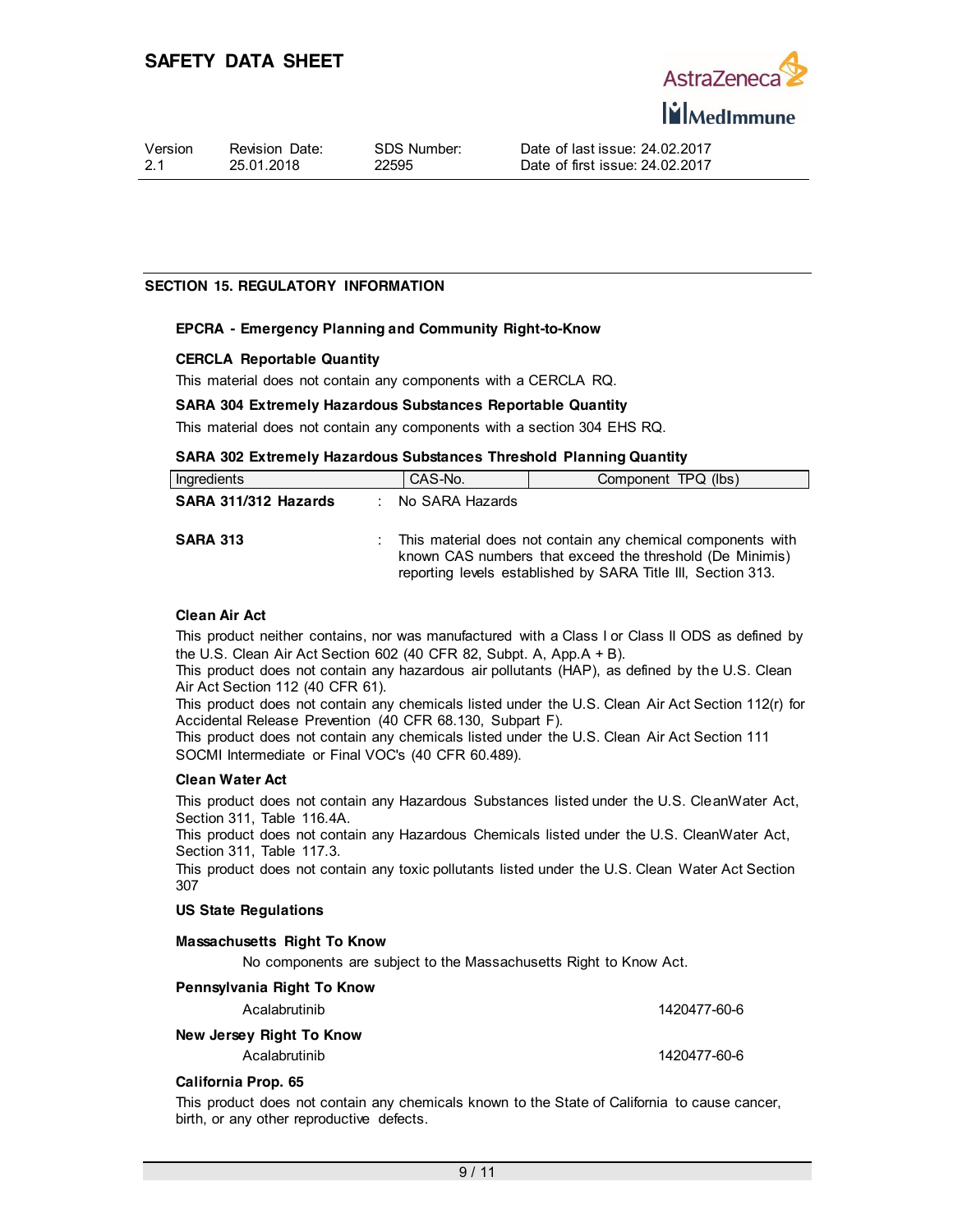## SECTION 15. REGULATORY INFORMATION

### EPCRA - Emergency Planning and Community Right-to-Know

**CERCLA Reportable Quantity**

This material does not contain any components with a CERCLA RQ.

**SARA 304 Extremely Hazardous Substances Reportable Quantity**

This material does not contain any components with a section 304 EHS RQ.

**SARA 302 Extremely Hazardous Substances Threshold Planning Quantity**

| Ingredients | CAS-No. | Component TPQ (lbs) |
|---|---|---|

**SARA 311/312 Hazards** : No SARA Hazards

**SARA 313** : This material does not contain any chemical components with known CAS numbers that exceed the threshold (De Minimis) reporting levels established by SARA Title III, Section 313.

**Clean Air Act**

This product neither contains, nor was manufactured with a Class I or Class II ODS as defined by the U.S. Clean Air Act Section 602 (40 CFR 82, Subpt. A, App.A + B).
This product does not contain any hazardous air pollutants (HAP), as defined by the U.S. Clean Air Act Section 112 (40 CFR 61).
This product does not contain any chemicals listed under the U.S. Clean Air Act Section 112(r) for Accidental Release Prevention (40 CFR 68.130, Subpart F).
This product does not contain any chemicals listed under the U.S. Clean Air Act Section 111 SOCMI Intermediate or Final VOC's (40 CFR 60.489).

**Clean Water Act**

This product does not contain any Hazardous Substances listed under the U.S. CleanWater Act, Section 311, Table 116.4A.
This product does not contain any Hazardous Chemicals listed under the U.S. CleanWater Act, Section 311, Table 117.3.
This product does not contain any toxic pollutants listed under the U.S. Clean Water Act Section 307

**US State Regulations**

**Massachusetts Right To Know**

No components are subject to the Massachusetts Right to Know Act.

**Pennsylvania Right To Know**

Acalabrutinib 1420477-60-6

**New Jersey Right To Know**

Acalabrutinib 1420477-60-6

**California Prop. 65**

This product does not contain any chemicals known to the State of California to cause cancer, birth, or any other reproductive defects.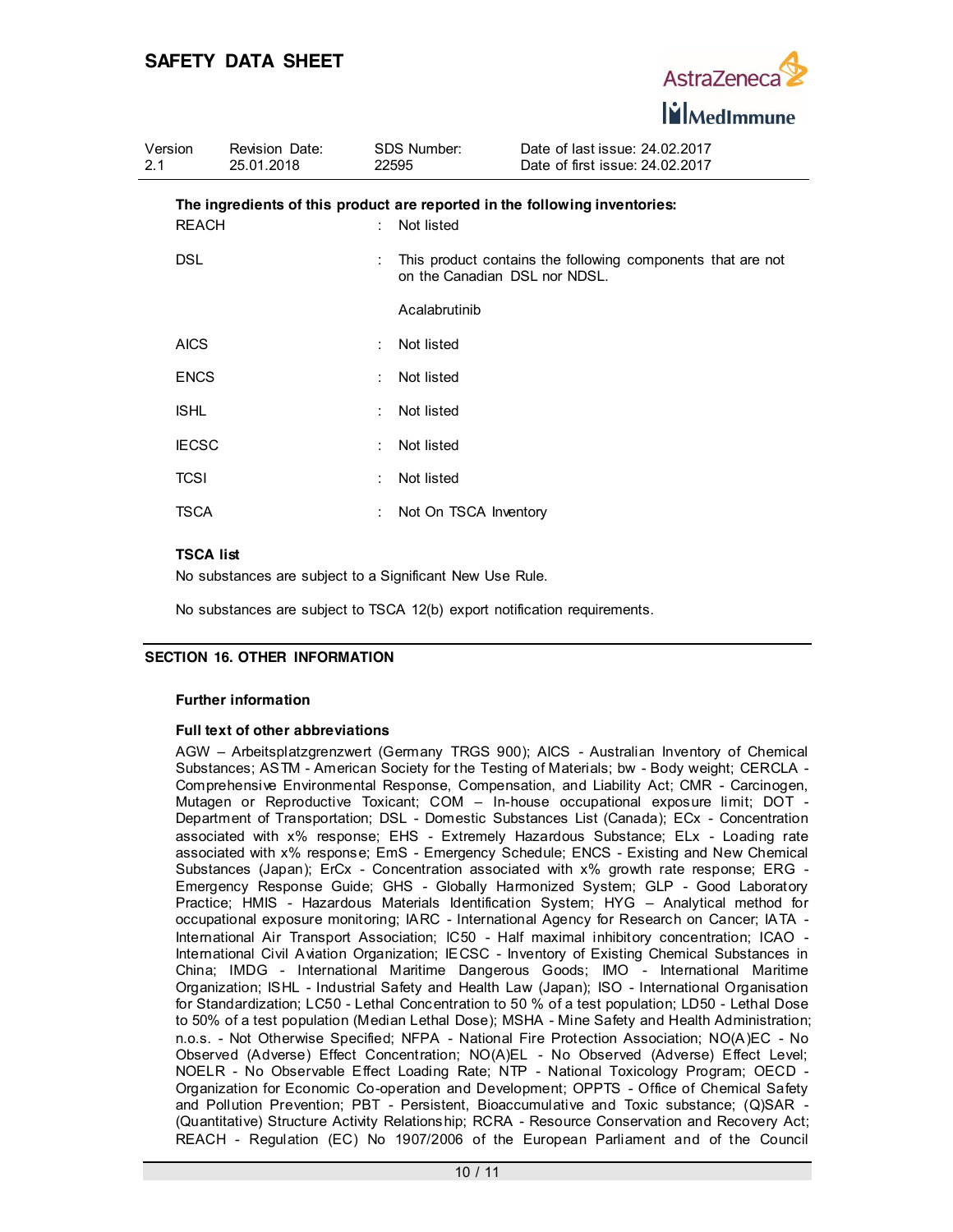**The ingredients of this product are reported in the following inventories:**

| | | |
|---|---|---|
| REACH | : | Not listed |
| DSL | : | This product contains the following components that are not on the Canadian DSL nor NDSL.<br><br>Acalabrutinib |
| AICS | : | Not listed |
| ENCS | : | Not listed |
| ISHL | : | Not listed |
| IECSC | : | Not listed |
| TCSI | : | Not listed |
| TSCA | : | Not On TSCA Inventory |

**TSCA list**

No substances are subject to a Significant New Use Rule.

No substances are subject to TSCA 12(b) export notification requirements.

## SECTION 16. OTHER INFORMATION

**Further information**

**Full text of other abbreviations**

AGW – Arbeitsplatzgrenzwert (Germany TRGS 900); AICS - Australian Inventory of Chemical Substances; ASTM - American Society for the Testing of Materials; bw - Body weight; CERCLA - Comprehensive Environmental Response, Compensation, and Liability Act; CMR - Carcinogen, Mutagen or Reproductive Toxicant; COM – In-house occupational exposure limit; DOT - Department of Transportation; DSL - Domestic Substances List (Canada); ECx - Concentration associated with x% response; EHS - Extremely Hazardous Substance; ELx - Loading rate associated with x% response; EmS - Emergency Schedule; ENCS - Existing and New Chemical Substances (Japan); ErCx - Concentration associated with x% growth rate response; ERG - Emergency Response Guide; GHS - Globally Harmonized System; GLP - Good Laboratory Practice; HMIS - Hazardous Materials Identification System; HYG – Analytical method for occupational exposure monitoring; IARC - International Agency for Research on Cancer; IATA - International Air Transport Association; IC50 - Half maximal inhibitory concentration; ICAO - International Civil Aviation Organization; IECSC - Inventory of Existing Chemical Substances in China; IMDG - International Maritime Dangerous Goods; IMO - International Maritime Organization; ISHL - Industrial Safety and Health Law (Japan); ISO - International Organisation for Standardization; LC50 - Lethal Concentration to 50 % of a test population; LD50 - Lethal Dose to 50% of a test population (Median Lethal Dose); MSHA - Mine Safety and Health Administration; n.o.s. - Not Otherwise Specified; NFPA - National Fire Protection Association; NO(A)EC - No Observed (Adverse) Effect Concentration; NO(A)EL - No Observed (Adverse) Effect Level; NOELR - No Observable Effect Loading Rate; NTP - National Toxicology Program; OECD - Organization for Economic Co-operation and Development; OPPTS - Office of Chemical Safety and Pollution Prevention; PBT - Persistent, Bioaccumulative and Toxic substance; (Q)SAR - (Quantitative) Structure Activity Relationship; RCRA - Resource Conservation and Recovery Act; REACH - Regulation (EC) No 1907/2006 of the European Parliament and of the Council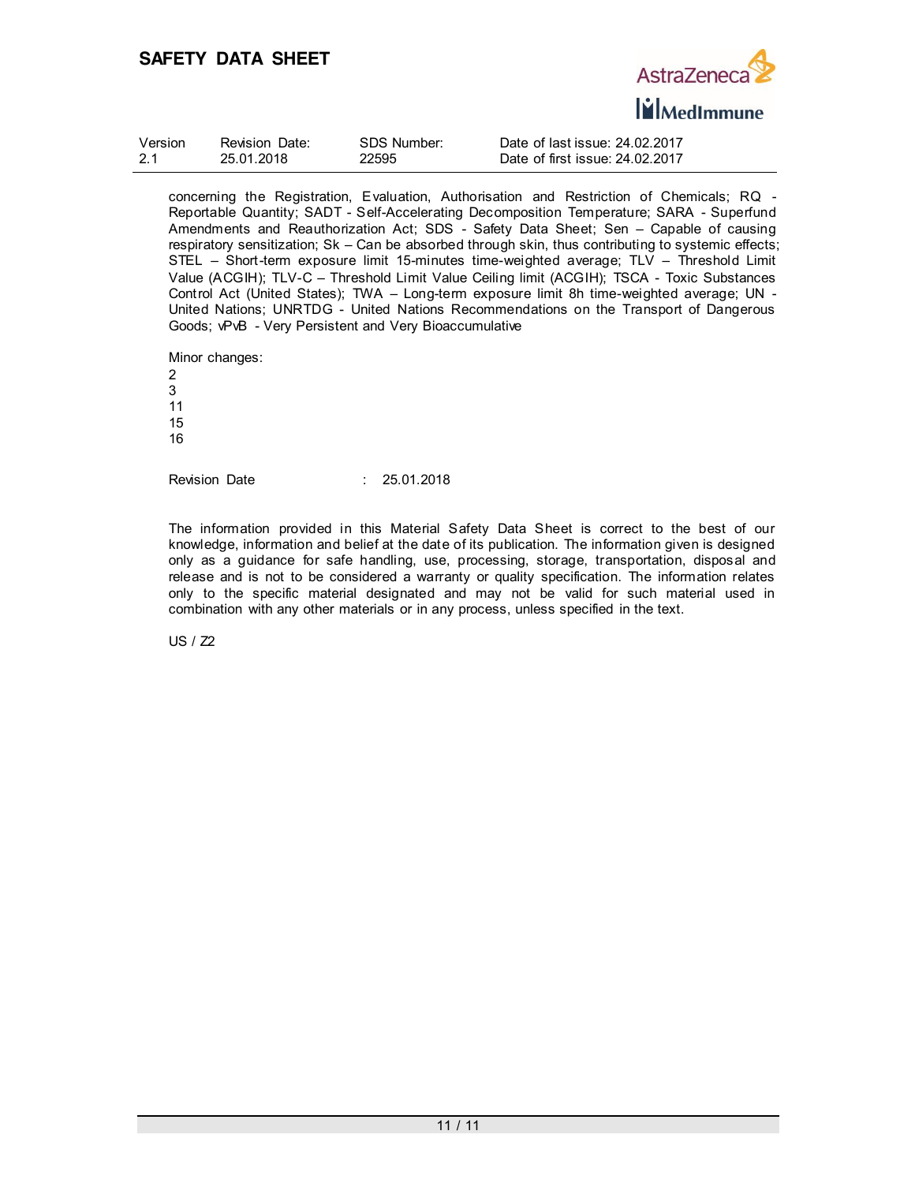concerning the Registration, Evaluation, Authorisation and Restriction of Chemicals; RQ - Reportable Quantity; SADT - Self-Accelerating Decomposition Temperature; SARA - Superfund Amendments and Reauthorization Act; SDS - Safety Data Sheet; Sen – Capable of causing respiratory sensitization; Sk – Can be absorbed through skin, thus contributing to systemic effects; STEL – Short-term exposure limit 15-minutes time-weighted average; TLV – Threshold Limit Value (ACGIH); TLV-C – Threshold Limit Value Ceiling limit (ACGIH); TSCA - Toxic Substances Control Act (United States); TWA – Long-term exposure limit 8h time-weighted average; UN - United Nations; UNRTDG - United Nations Recommendations on the Transport of Dangerous Goods; vPvB - Very Persistent and Very Bioaccumulative

Minor changes:
2
3
11
15
16

Revision Date : 25.01.2018

The information provided in this Material Safety Data Sheet is correct to the best of our knowledge, information and belief at the date of its publication. The information given is designed only as a guidance for safe handling, use, processing, storage, transportation, disposal and release and is not to be considered a warranty or quality specification. The information relates only to the specific material designated and may not be valid for such material used in combination with any other materials or in any process, unless specified in the text.

US / Z2